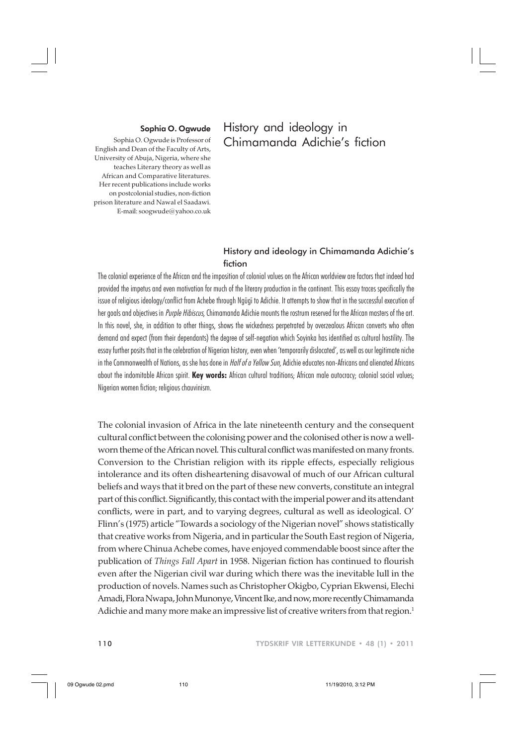**Sophia O. Ogwude**

Sophia O. Ogwude is Professor of English and Dean of the Faculty of Arts, University of Abuja, Nigeria, where she teaches Literary theory as well as African and Comparative literatures. Her recent publications include works on postcolonial studies, non-fiction prison literature and Nawal el Saadawi. E-mail: soogwude@yahoo.co.uk

# History and ideology in Chimamanda Adichie's fiction

## History and ideology in Chimamanda Adichie's fiction

The colonial experience of the African and the imposition of colonial values on the African worldview are factors that indeed had provided the impetus and even motivation for much of the literary production in the continent. This essay traces specifically the issue of religious ideology/conflict from Achebe through Ngũgĩ to Adichie. It attempts to show that in the successful execution of her goals and objectives in *Purple Hibiscus*, Chimamanda Adichie mounts the rostrum reserved for the African masters of the art. In this novel, she, in addition to other things, shows the wickedness perpetrated by overzealous African converts who often demand and expect (from their dependants) the degree of self-negation which Soyinka has identified as cultural hostility. The essay further posits that in the celebration of Nigerian history, even when 'temporarily dislocated', as well as our legitimate niche in the Commonwealth of Nations, as she has done in *Half of a Yellow Sun*, Adichie educates non-Africans and alienated Africans about the indomitable African spirit. **Key words:** African cultural traditions; African male autocracy; colonial social values; Nigerian women fiction; religious chauvinism.

The colonial invasion of Africa in the late nineteenth century and the consequent cultural conflict between the colonising power and the colonised other is now a well-worn theme of the African novel. This cultural conflict was manifested on many fronts. Conversion to the Christian religion with its ripple effects, especially religious intolerance and its often disheartening disavowal of much of our African cultural beliefs and ways that it bred on the part of these new converts, constitute an integral part of this conflict. Significantly, this contact with the imperial power and its attendant conflicts, were in part, and to varying degrees, cultural as well as ideological. O' Flinn's (1975) article "Towards a sociology of the Nigerian novel" shows statistically that creative works from Nigeria, and in particular the South East region of Nigeria, from where Chinua Achebe comes, have enjoyed commendable boost since after the publication of *Things Fall Apart* in 1958. Nigerian fiction has continued to flourish even after the Nigerian civil war during which there was the inevitable lull in the production of novels. Names such as Christopher Okigbo, Cyprian Ekwensi, Elechi Amadi, Flora Nwapa, John Munonye, Vincent Ike, and now, more recently Chimamanda Adichie and many more make an impressive list of creative writers from that region.[1]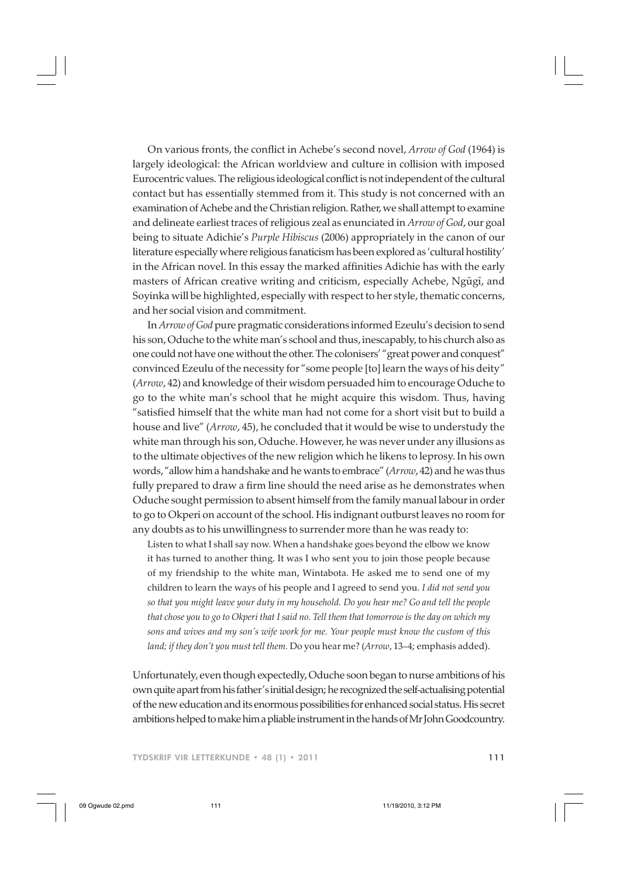On various fronts, the conflict in Achebe's second novel, *Arrow of God* (1964) is largely ideological: the African worldview and culture in collision with imposed Eurocentric values. The religious ideological conflict is not independent of the cultural contact but has essentially stemmed from it. This study is not concerned with an examination of Achebe and the Christian religion. Rather, we shall attempt to examine and delineate earliest traces of religious zeal as enunciated in *Arrow of God*, our goal being to situate Adichie's *Purple Hibiscus* (2006) appropriately in the canon of our literature especially where religious fanaticism has been explored as 'cultural hostility' in the African novel. In this essay the marked affinities Adichie has with the early masters of African creative writing and criticism, especially Achebe, Ngũgĩ, and Soyinka will be highlighted, especially with respect to her style, thematic concerns, and her social vision and commitment.

In *Arrow of God* pure pragmatic considerations informed Ezeulu's decision to send his son, Oduche to the white man's school and thus, inescapably, to his church also as one could not have one without the other. The colonisers' "great power and conquest" convinced Ezeulu of the necessity for "some people [to] learn the ways of his deity" (*Arrow*, 42) and knowledge of their wisdom persuaded him to encourage Oduche to go to the white man's school that he might acquire this wisdom. Thus, having "satisfied himself that the white man had not come for a short visit but to build a house and live" (*Arrow*, 45), he concluded that it would be wise to understudy the white man through his son, Oduche. However, he was never under any illusions as to the ultimate objectives of the new religion which he likens to leprosy. In his own words, "allow him a handshake and he wants to embrace" (*Arrow*, 42) and he was thus fully prepared to draw a firm line should the need arise as he demonstrates when Oduche sought permission to absent himself from the family manual labour in order to go to Okperi on account of the school. His indignant outburst leaves no room for any doubts as to his unwillingness to surrender more than he was ready to:

> Listen to what I shall say now. When a handshake goes beyond the elbow we know it has turned to another thing. It was I who sent you to join those people because of my friendship to the white man, Wintabota. He asked me to send one of my children to learn the ways of his people and I agreed to send you. *I did not send you so that you might leave your duty in my household. Do you hear me? Go and tell the people that chose you to go to Okperi that I said no. Tell them that tomorrow is the day on which my sons and wives and my son's wife work for me. Your people must know the custom of this land; if they don't you must tell them.* Do you hear me? (*Arrow*, 13–4; emphasis added).

Unfortunately, even though expectedly, Oduche soon began to nurse ambitions of his own quite apart from his father's initial design; he recognized the self-actualising potential of the new education and its enormous possibilities for enhanced social status. His secret ambitions helped to make him a pliable instrument in the hands of Mr John Goodcountry.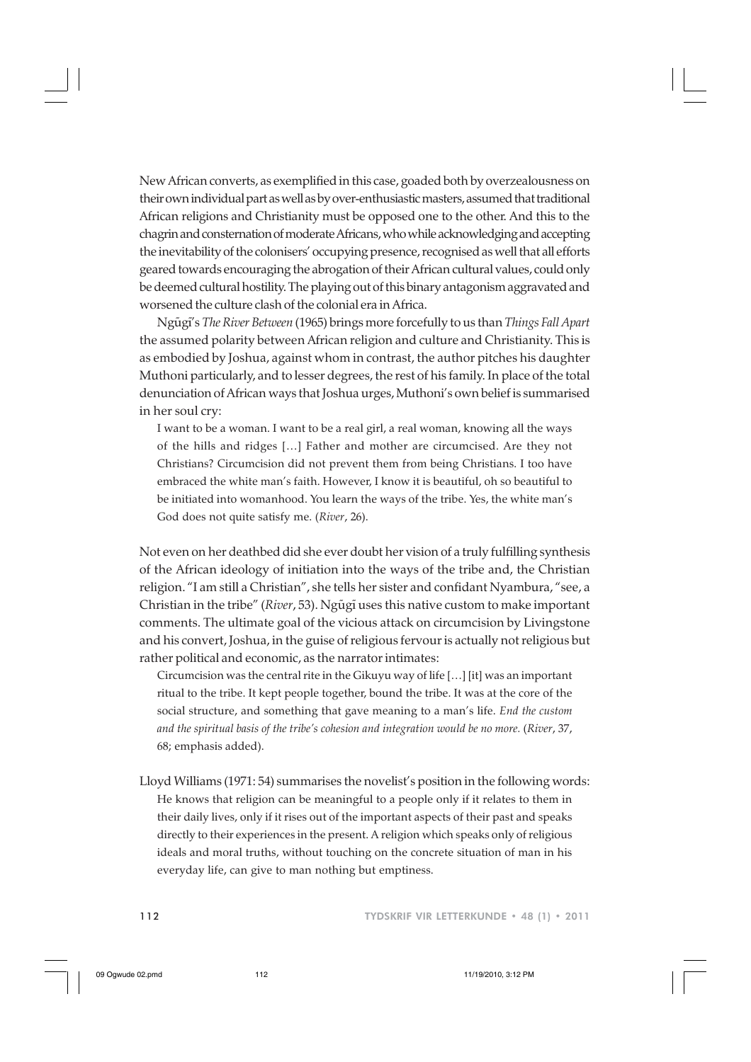New African converts, as exemplified in this case, goaded both by overzealousness on their own individual part as well as by over-enthusiastic masters, assumed that traditional African religions and Christianity must be opposed one to the other. And this to the chagrin and consternation of moderate Africans, who while acknowledging and accepting the inevitability of the colonisers' occupying presence, recognised as well that all efforts geared towards encouraging the abrogation of their African cultural values, could only be deemed cultural hostility. The playing out of this binary antagonism aggravated and worsened the culture clash of the colonial era in Africa.

Ngũgĩ's *The River Between* (1965) brings more forcefully to us than *Things Fall Apart* the assumed polarity between African religion and culture and Christianity. This is as embodied by Joshua, against whom in contrast, the author pitches his daughter Muthoni particularly, and to lesser degrees, the rest of his family. In place of the total denunciation of African ways that Joshua urges, Muthoni's own belief is summarised in her soul cry:

> I want to be a woman. I want to be a real girl, a real woman, knowing all the ways of the hills and ridges […] Father and mother are circumcised. Are they not Christians? Circumcision did not prevent them from being Christians. I too have embraced the white man's faith. However, I know it is beautiful, oh so beautiful to be initiated into womanhood. You learn the ways of the tribe. Yes, the white man's God does not quite satisfy me. (*River*, 26).

Not even on her deathbed did she ever doubt her vision of a truly fulfilling synthesis of the African ideology of initiation into the ways of the tribe and, the Christian religion. "I am still a Christian", she tells her sister and confidant Nyambura, "see, a Christian in the tribe" (*River*, 53). Ngũgĩ uses this native custom to make important comments. The ultimate goal of the vicious attack on circumcision by Livingstone and his convert, Joshua, in the guise of religious fervour is actually not religious but rather political and economic, as the narrator intimates:

> Circumcision was the central rite in the Gikuyu way of life […] [it] was an important ritual to the tribe. It kept people together, bound the tribe. It was at the core of the social structure, and something that gave meaning to a man's life. *End the custom and the spiritual basis of the tribe's cohesion and integration would be no more.* (*River*, 37, 68; emphasis added).

Lloyd Williams (1971: 54) summarises the novelist's position in the following words:

> He knows that religion can be meaningful to a people only if it relates to them in their daily lives, only if it rises out of the important aspects of their past and speaks directly to their experiences in the present. A religion which speaks only of religious ideals and moral truths, without touching on the concrete situation of man in his everyday life, can give to man nothing but emptiness.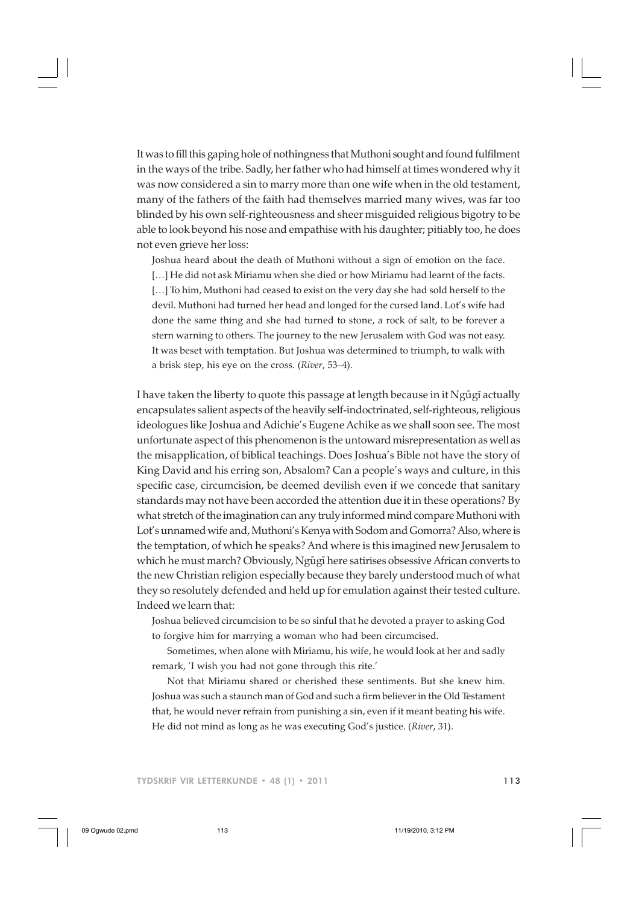It was to fill this gaping hole of nothingness that Muthoni sought and found fulfilment in the ways of the tribe. Sadly, her father who had himself at times wondered why it was now considered a sin to marry more than one wife when in the old testament, many of the fathers of the faith had themselves married many wives, was far too blinded by his own self-righteousness and sheer misguided religious bigotry to be able to look beyond his nose and empathise with his daughter; pitiably too, he does not even grieve her loss:

> Joshua heard about the death of Muthoni without a sign of emotion on the face. […] He did not ask Miriamu when she died or how Miriamu had learnt of the facts. […] To him, Muthoni had ceased to exist on the very day she had sold herself to the devil. Muthoni had turned her head and longed for the cursed land. Lot's wife had done the same thing and she had turned to stone, a rock of salt, to be forever a stern warning to others. The journey to the new Jerusalem with God was not easy. It was beset with temptation. But Joshua was determined to triumph, to walk with a brisk step, his eye on the cross. (*River*, 53–4).

I have taken the liberty to quote this passage at length because in it Ngũgĩ actually encapsulates salient aspects of the heavily self-indoctrinated, self-righteous, religious ideologues like Joshua and Adichie's Eugene Achike as we shall soon see. The most unfortunate aspect of this phenomenon is the untoward misrepresentation as well as the misapplication, of biblical teachings. Does Joshua's Bible not have the story of King David and his erring son, Absalom? Can a people's ways and culture, in this specific case, circumcision, be deemed devilish even if we concede that sanitary standards may not have been accorded the attention due it in these operations? By what stretch of the imagination can any truly informed mind compare Muthoni with Lot's unnamed wife and, Muthoni's Kenya with Sodom and Gomorra? Also, where is the temptation, of which he speaks? And where is this imagined new Jerusalem to which he must march? Obviously, Ngũgĩ here satirises obsessive African converts to the new Christian religion especially because they barely understood much of what they so resolutely defended and held up for emulation against their tested culture. Indeed we learn that:

> Joshua believed circumcision to be so sinful that he devoted a prayer to asking God to forgive him for marrying a woman who had been circumcised.
>
> Sometimes, when alone with Miriamu, his wife, he would look at her and sadly remark, 'I wish you had not gone through this rite.'
>
> Not that Miriamu shared or cherished these sentiments. But she knew him. Joshua was such a staunch man of God and such a firm believer in the Old Testament that, he would never refrain from punishing a sin, even if it meant beating his wife. He did not mind as long as he was executing God's justice. (*River*, 31).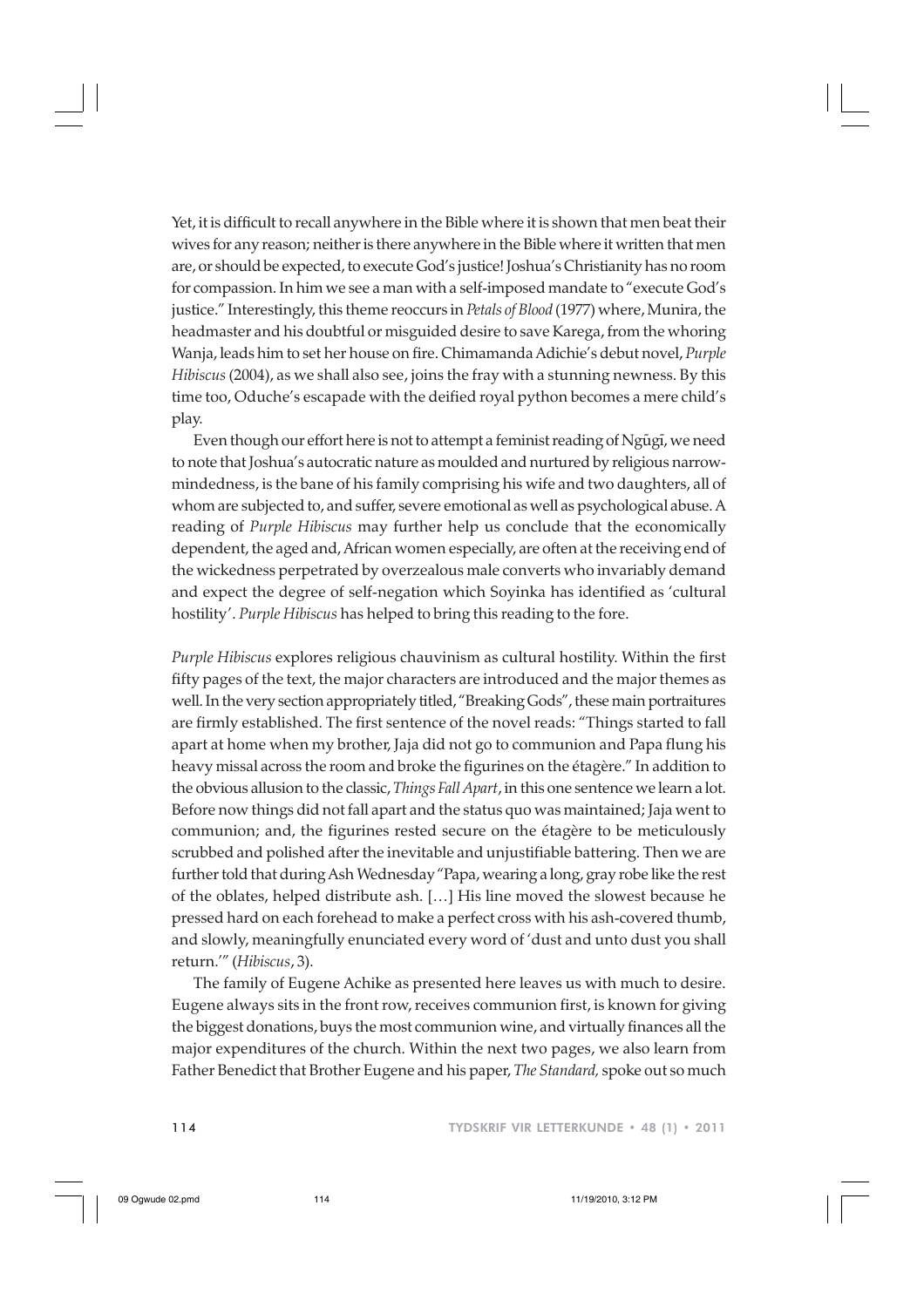Yet, it is difficult to recall anywhere in the Bible where it is shown that men beat their wives for any reason; neither is there anywhere in the Bible where it written that men are, or should be expected, to execute God's justice! Joshua's Christianity has no room for compassion. In him we see a man with a self-imposed mandate to "execute God's justice." Interestingly, this theme reoccurs in *Petals of Blood* (1977) where, Munira, the headmaster and his doubtful or misguided desire to save Karega, from the whoring Wanja, leads him to set her house on fire. Chimamanda Adichie's debut novel, *Purple Hibiscus* (2004), as we shall also see, joins the fray with a stunning newness. By this time too, Oduche's escapade with the deified royal python becomes a mere child's play.

Even though our effort here is not to attempt a feminist reading of Ngũgĩ, we need to note that Joshua's autocratic nature as moulded and nurtured by religious narrow-mindedness, is the bane of his family comprising his wife and two daughters, all of whom are subjected to, and suffer, severe emotional as well as psychological abuse. A reading of *Purple Hibiscus* may further help us conclude that the economically dependent, the aged and, African women especially, are often at the receiving end of the wickedness perpetrated by overzealous male converts who invariably demand and expect the degree of self-negation which Soyinka has identified as 'cultural hostility'. *Purple Hibiscus* has helped to bring this reading to the fore.

*Purple Hibiscus* explores religious chauvinism as cultural hostility. Within the first fifty pages of the text, the major characters are introduced and the major themes as well. In the very section appropriately titled, "Breaking Gods", these main portraitures are firmly established. The first sentence of the novel reads: "Things started to fall apart at home when my brother, Jaja did not go to communion and Papa flung his heavy missal across the room and broke the figurines on the étagère." In addition to the obvious allusion to the classic, *Things Fall Apart*, in this one sentence we learn a lot. Before now things did not fall apart and the status quo was maintained; Jaja went to communion; and, the figurines rested secure on the étagère to be meticulously scrubbed and polished after the inevitable and unjustifiable battering. Then we are further told that during Ash Wednesday "Papa, wearing a long, gray robe like the rest of the oblates, helped distribute ash. […] His line moved the slowest because he pressed hard on each forehead to make a perfect cross with his ash-covered thumb, and slowly, meaningfully enunciated every word of 'dust and unto dust you shall return.'" (*Hibiscus*, 3).

The family of Eugene Achike as presented here leaves us with much to desire. Eugene always sits in the front row, receives communion first, is known for giving the biggest donations, buys the most communion wine, and virtually finances all the major expenditures of the church. Within the next two pages, we also learn from Father Benedict that Brother Eugene and his paper, *The Standard,* spoke out so much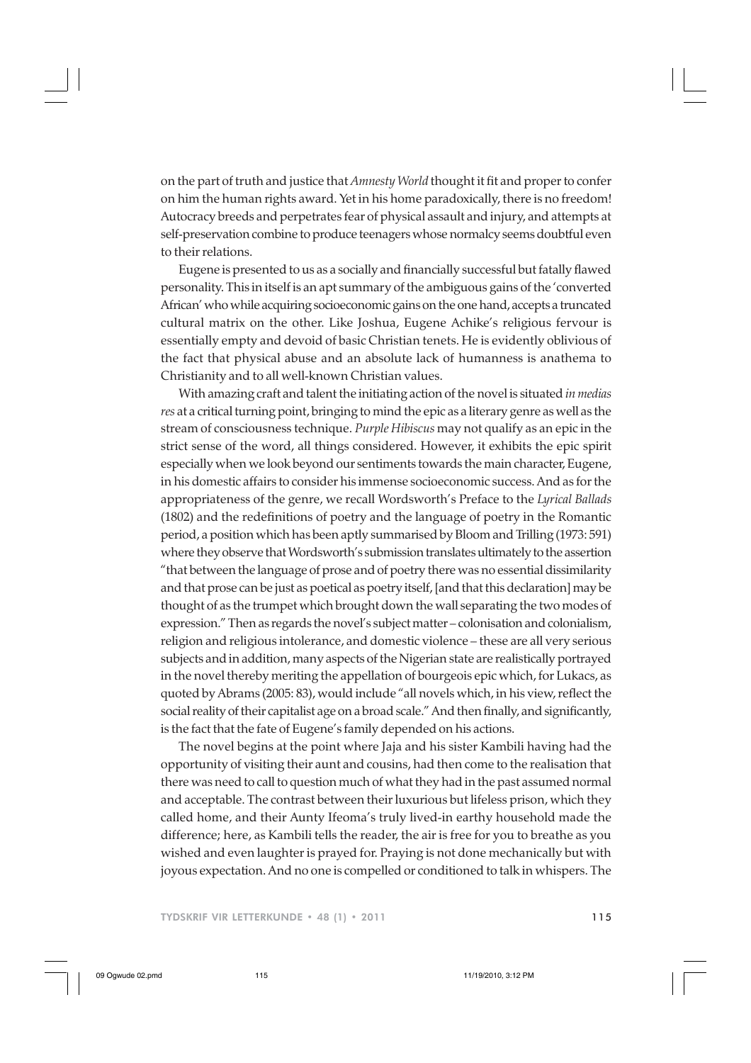on the part of truth and justice that *Amnesty World* thought it fit and proper to confer on him the human rights award. Yet in his home paradoxically, there is no freedom! Autocracy breeds and perpetrates fear of physical assault and injury, and attempts at self-preservation combine to produce teenagers whose normalcy seems doubtful even to their relations.

Eugene is presented to us as a socially and financially successful but fatally flawed personality. This in itself is an apt summary of the ambiguous gains of the 'converted African' who while acquiring socioeconomic gains on the one hand, accepts a truncated cultural matrix on the other. Like Joshua, Eugene Achike's religious fervour is essentially empty and devoid of basic Christian tenets. He is evidently oblivious of the fact that physical abuse and an absolute lack of humanness is anathema to Christianity and to all well-known Christian values.

With amazing craft and talent the initiating action of the novel is situated *in medias res* at a critical turning point, bringing to mind the epic as a literary genre as well as the stream of consciousness technique. *Purple Hibiscus* may not qualify as an epic in the strict sense of the word, all things considered. However, it exhibits the epic spirit especially when we look beyond our sentiments towards the main character, Eugene, in his domestic affairs to consider his immense socioeconomic success. And as for the appropriateness of the genre, we recall Wordsworth's Preface to the *Lyrical Ballads* (1802) and the redefinitions of poetry and the language of poetry in the Romantic period, a position which has been aptly summarised by Bloom and Trilling (1973: 591) where they observe that Wordsworth's submission translates ultimately to the assertion "that between the language of prose and of poetry there was no essential dissimilarity and that prose can be just as poetical as poetry itself, [and that this declaration] may be thought of as the trumpet which brought down the wall separating the two modes of expression." Then as regards the novel's subject matter – colonisation and colonialism, religion and religious intolerance, and domestic violence – these are all very serious subjects and in addition, many aspects of the Nigerian state are realistically portrayed in the novel thereby meriting the appellation of bourgeois epic which, for Lukacs, as quoted by Abrams (2005: 83), would include "all novels which, in his view, reflect the social reality of their capitalist age on a broad scale." And then finally, and significantly, is the fact that the fate of Eugene's family depended on his actions.

The novel begins at the point where Jaja and his sister Kambili having had the opportunity of visiting their aunt and cousins, had then come to the realisation that there was need to call to question much of what they had in the past assumed normal and acceptable. The contrast between their luxurious but lifeless prison, which they called home, and their Aunty Ifeoma's truly lived-in earthy household made the difference; here, as Kambili tells the reader, the air is free for you to breathe as you wished and even laughter is prayed for. Praying is not done mechanically but with joyous expectation. And no one is compelled or conditioned to talk in whispers. The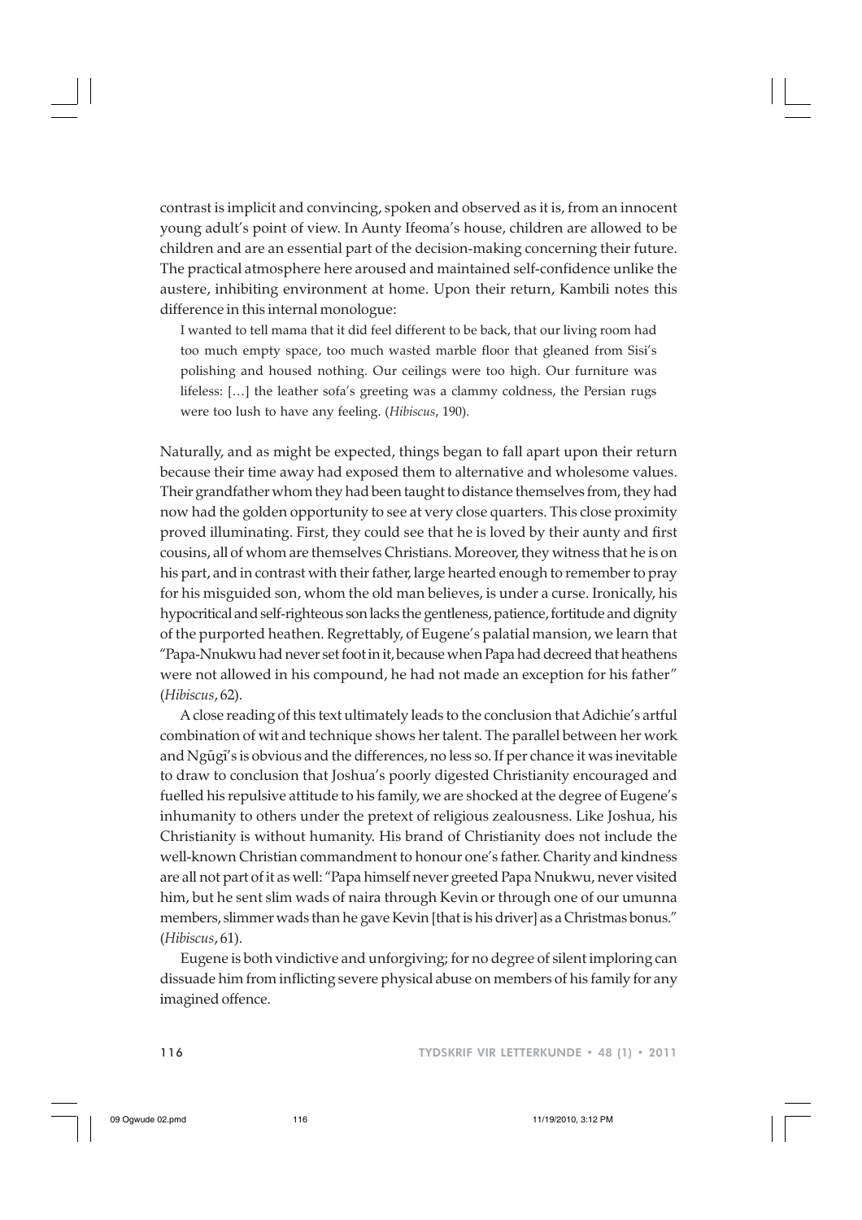contrast is implicit and convincing, spoken and observed as it is, from an innocent young adult's point of view. In Aunty Ifeoma's house, children are allowed to be children and are an essential part of the decision-making concerning their future. The practical atmosphere here aroused and maintained self-confidence unlike the austere, inhibiting environment at home. Upon their return, Kambili notes this difference in this internal monologue:

> I wanted to tell mama that it did feel different to be back, that our living room had too much empty space, too much wasted marble floor that gleaned from Sisi's polishing and housed nothing. Our ceilings were too high. Our furniture was lifeless: […] the leather sofa's greeting was a clammy coldness, the Persian rugs were too lush to have any feeling. (*Hibiscus*, 190).

Naturally, and as might be expected, things began to fall apart upon their return because their time away had exposed them to alternative and wholesome values. Their grandfather whom they had been taught to distance themselves from, they had now had the golden opportunity to see at very close quarters. This close proximity proved illuminating. First, they could see that he is loved by their aunty and first cousins, all of whom are themselves Christians. Moreover, they witness that he is on his part, and in contrast with their father, large hearted enough to remember to pray for his misguided son, whom the old man believes, is under a curse. Ironically, his hypocritical and self-righteous son lacks the gentleness, patience, fortitude and dignity of the purported heathen. Regrettably, of Eugene's palatial mansion, we learn that "Papa-Nnukwu had never set foot in it, because when Papa had decreed that heathens were not allowed in his compound, he had not made an exception for his father" (*Hibiscus*, 62).

A close reading of this text ultimately leads to the conclusion that Adichie's artful combination of wit and technique shows her talent. The parallel between her work and Ngũgĩ's is obvious and the differences, no less so. If per chance it was inevitable to draw to conclusion that Joshua's poorly digested Christianity encouraged and fuelled his repulsive attitude to his family, we are shocked at the degree of Eugene's inhumanity to others under the pretext of religious zealousness. Like Joshua, his Christianity is without humanity. His brand of Christianity does not include the well-known Christian commandment to honour one's father. Charity and kindness are all not part of it as well: "Papa himself never greeted Papa Nnukwu, never visited him, but he sent slim wads of naira through Kevin or through one of our umunna members, slimmer wads than he gave Kevin [that is his driver] as a Christmas bonus." (*Hibiscus*, 61).

Eugene is both vindictive and unforgiving; for no degree of silent imploring can dissuade him from inflicting severe physical abuse on members of his family for any imagined offence.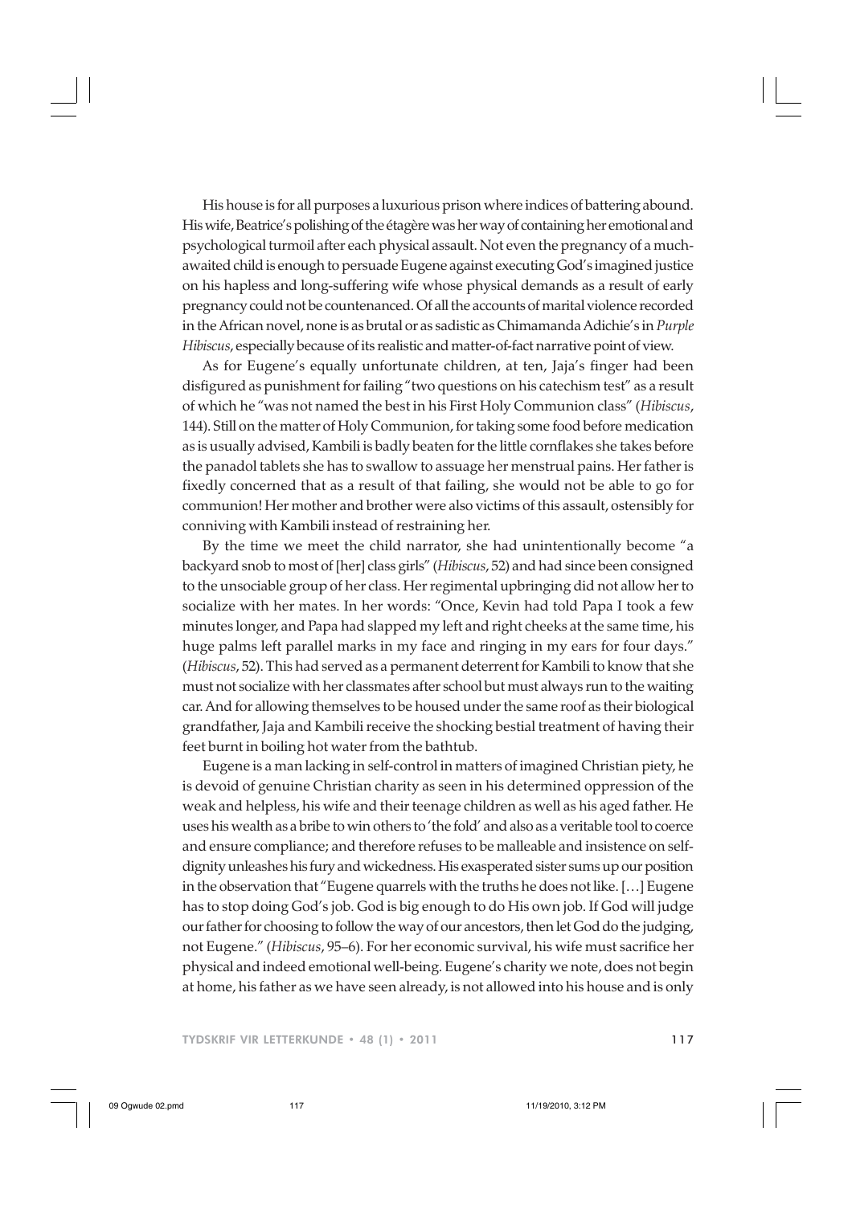His house is for all purposes a luxurious prison where indices of battering abound. His wife, Beatrice's polishing of the étagère was her way of containing her emotional and psychological turmoil after each physical assault. Not even the pregnancy of a much-awaited child is enough to persuade Eugene against executing God's imagined justice on his hapless and long-suffering wife whose physical demands as a result of early pregnancy could not be countenanced. Of all the accounts of marital violence recorded in the African novel, none is as brutal or as sadistic as Chimamanda Adichie's in *Purple Hibiscus*, especially because of its realistic and matter-of-fact narrative point of view.

As for Eugene's equally unfortunate children, at ten, Jaja's finger had been disfigured as punishment for failing "two questions on his catechism test" as a result of which he "was not named the best in his First Holy Communion class" (*Hibiscus*, 144). Still on the matter of Holy Communion, for taking some food before medication as is usually advised, Kambili is badly beaten for the little cornflakes she takes before the panadol tablets she has to swallow to assuage her menstrual pains. Her father is fixedly concerned that as a result of that failing, she would not be able to go for communion! Her mother and brother were also victims of this assault, ostensibly for conniving with Kambili instead of restraining her.

By the time we meet the child narrator, she had unintentionally become "a backyard snob to most of [her] class girls" (*Hibiscus*, 52) and had since been consigned to the unsociable group of her class. Her regimental upbringing did not allow her to socialize with her mates. In her words: "Once, Kevin had told Papa I took a few minutes longer, and Papa had slapped my left and right cheeks at the same time, his huge palms left parallel marks in my face and ringing in my ears for four days." (*Hibiscus*, 52). This had served as a permanent deterrent for Kambili to know that she must not socialize with her classmates after school but must always run to the waiting car. And for allowing themselves to be housed under the same roof as their biological grandfather, Jaja and Kambili receive the shocking bestial treatment of having their feet burnt in boiling hot water from the bathtub.

Eugene is a man lacking in self-control in matters of imagined Christian piety, he is devoid of genuine Christian charity as seen in his determined oppression of the weak and helpless, his wife and their teenage children as well as his aged father. He uses his wealth as a bribe to win others to 'the fold' and also as a veritable tool to coerce and ensure compliance; and therefore refuses to be malleable and insistence on self-dignity unleashes his fury and wickedness. His exasperated sister sums up our position in the observation that "Eugene quarrels with the truths he does not like. […] Eugene has to stop doing God's job. God is big enough to do His own job. If God will judge our father for choosing to follow the way of our ancestors, then let God do the judging, not Eugene." (*Hibiscus*, 95–6). For her economic survival, his wife must sacrifice her physical and indeed emotional well-being. Eugene's charity we note, does not begin at home, his father as we have seen already, is not allowed into his house and is only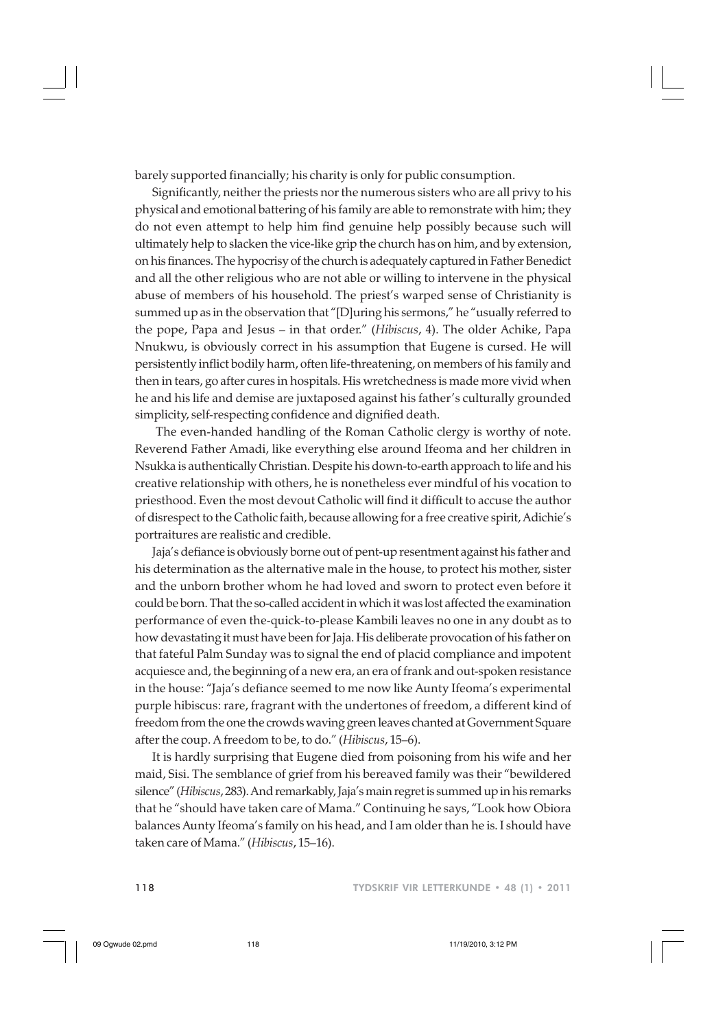barely supported financially; his charity is only for public consumption.

Significantly, neither the priests nor the numerous sisters who are all privy to his physical and emotional battering of his family are able to remonstrate with him; they do not even attempt to help him find genuine help possibly because such will ultimately help to slacken the vice-like grip the church has on him, and by extension, on his finances. The hypocrisy of the church is adequately captured in Father Benedict and all the other religious who are not able or willing to intervene in the physical abuse of members of his household. The priest's warped sense of Christianity is summed up as in the observation that "[D]uring his sermons," he "usually referred to the pope, Papa and Jesus – in that order." (*Hibiscus*, 4). The older Achike, Papa Nnukwu, is obviously correct in his assumption that Eugene is cursed. He will persistently inflict bodily harm, often life-threatening, on members of his family and then in tears, go after cures in hospitals. His wretchedness is made more vivid when he and his life and demise are juxtaposed against his father's culturally grounded simplicity, self-respecting confidence and dignified death.

The even-handed handling of the Roman Catholic clergy is worthy of note. Reverend Father Amadi, like everything else around Ifeoma and her children in Nsukka is authentically Christian. Despite his down-to-earth approach to life and his creative relationship with others, he is nonetheless ever mindful of his vocation to priesthood. Even the most devout Catholic will find it difficult to accuse the author of disrespect to the Catholic faith, because allowing for a free creative spirit, Adichie's portraitures are realistic and credible.

Jaja's defiance is obviously borne out of pent-up resentment against his father and his determination as the alternative male in the house, to protect his mother, sister and the unborn brother whom he had loved and sworn to protect even before it could be born. That the so-called accident in which it was lost affected the examination performance of even the-quick-to-please Kambili leaves no one in any doubt as to how devastating it must have been for Jaja. His deliberate provocation of his father on that fateful Palm Sunday was to signal the end of placid compliance and impotent acquiesce and, the beginning of a new era, an era of frank and out-spoken resistance in the house: "Jaja's defiance seemed to me now like Aunty Ifeoma's experimental purple hibiscus: rare, fragrant with the undertones of freedom, a different kind of freedom from the one the crowds waving green leaves chanted at Government Square after the coup. A freedom to be, to do." (*Hibiscus*, 15–6).

It is hardly surprising that Eugene died from poisoning from his wife and her maid, Sisi. The semblance of grief from his bereaved family was their "bewildered silence" (*Hibiscus*, 283). And remarkably, Jaja's main regret is summed up in his remarks that he "should have taken care of Mama." Continuing he says, "Look how Obiora balances Aunty Ifeoma's family on his head, and I am older than he is. I should have taken care of Mama." (*Hibiscus*, 15–16).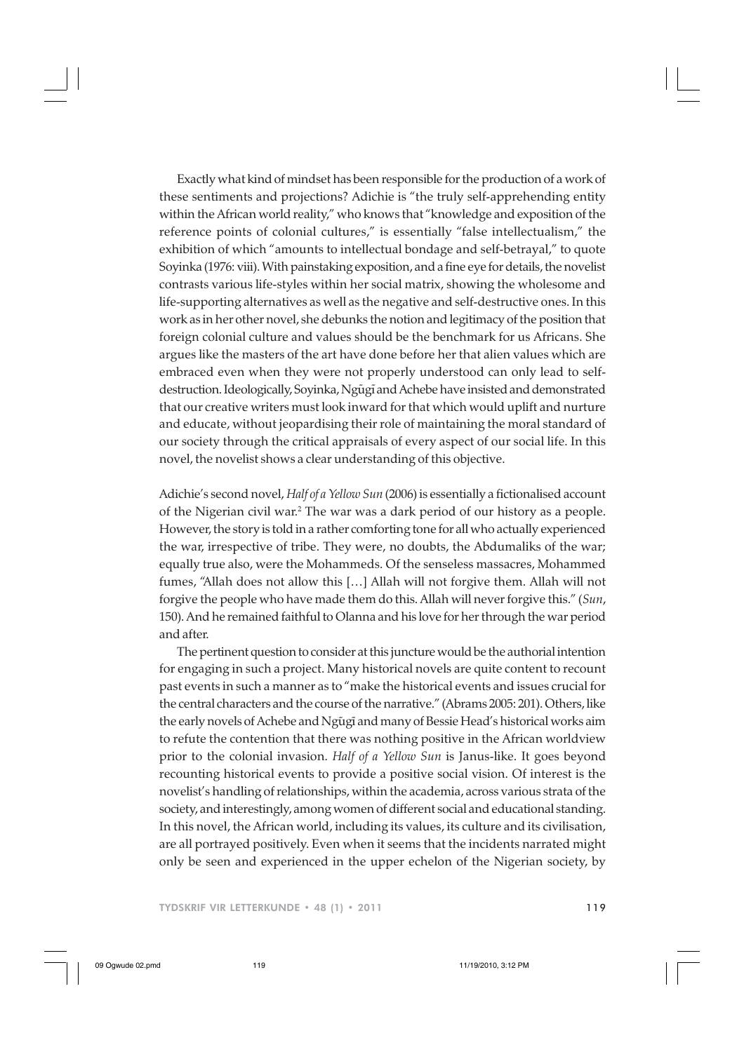Exactly what kind of mindset has been responsible for the production of a work of these sentiments and projections? Adichie is "the truly self-apprehending entity within the African world reality," who knows that "knowledge and exposition of the reference points of colonial cultures," is essentially "false intellectualism," the exhibition of which "amounts to intellectual bondage and self-betrayal," to quote Soyinka (1976: viii). With painstaking exposition, and a fine eye for details, the novelist contrasts various life-styles within her social matrix, showing the wholesome and life-supporting alternatives as well as the negative and self-destructive ones. In this work as in her other novel, she debunks the notion and legitimacy of the position that foreign colonial culture and values should be the benchmark for us Africans. She argues like the masters of the art have done before her that alien values which are embraced even when they were not properly understood can only lead to self-destruction. Ideologically, Soyinka, Ngũgĩ and Achebe have insisted and demonstrated that our creative writers must look inward for that which would uplift and nurture and educate, without jeopardising their role of maintaining the moral standard of our society through the critical appraisals of every aspect of our social life. In this novel, the novelist shows a clear understanding of this objective.

Adichie's second novel, *Half of a Yellow Sun* (2006) is essentially a fictionalised account of the Nigerian civil war.[2] The war was a dark period of our history as a people. However, the story is told in a rather comforting tone for all who actually experienced the war, irrespective of tribe. They were, no doubts, the Abdumaliks of the war; equally true also, were the Mohammeds. Of the senseless massacres, Mohammed fumes, "Allah does not allow this […] Allah will not forgive them. Allah will not forgive the people who have made them do this. Allah will never forgive this." (*Sun*, 150). And he remained faithful to Olanna and his love for her through the war period and after.

The pertinent question to consider at this juncture would be the authorial intention for engaging in such a project. Many historical novels are quite content to recount past events in such a manner as to "make the historical events and issues crucial for the central characters and the course of the narrative." (Abrams 2005: 201). Others, like the early novels of Achebe and Ngũgĩ and many of Bessie Head's historical works aim to refute the contention that there was nothing positive in the African worldview prior to the colonial invasion. *Half of a Yellow Sun* is Janus-like. It goes beyond recounting historical events to provide a positive social vision. Of interest is the novelist's handling of relationships, within the academia, across various strata of the society, and interestingly, among women of different social and educational standing. In this novel, the African world, including its values, its culture and its civilisation, are all portrayed positively. Even when it seems that the incidents narrated might only be seen and experienced in the upper echelon of the Nigerian society, by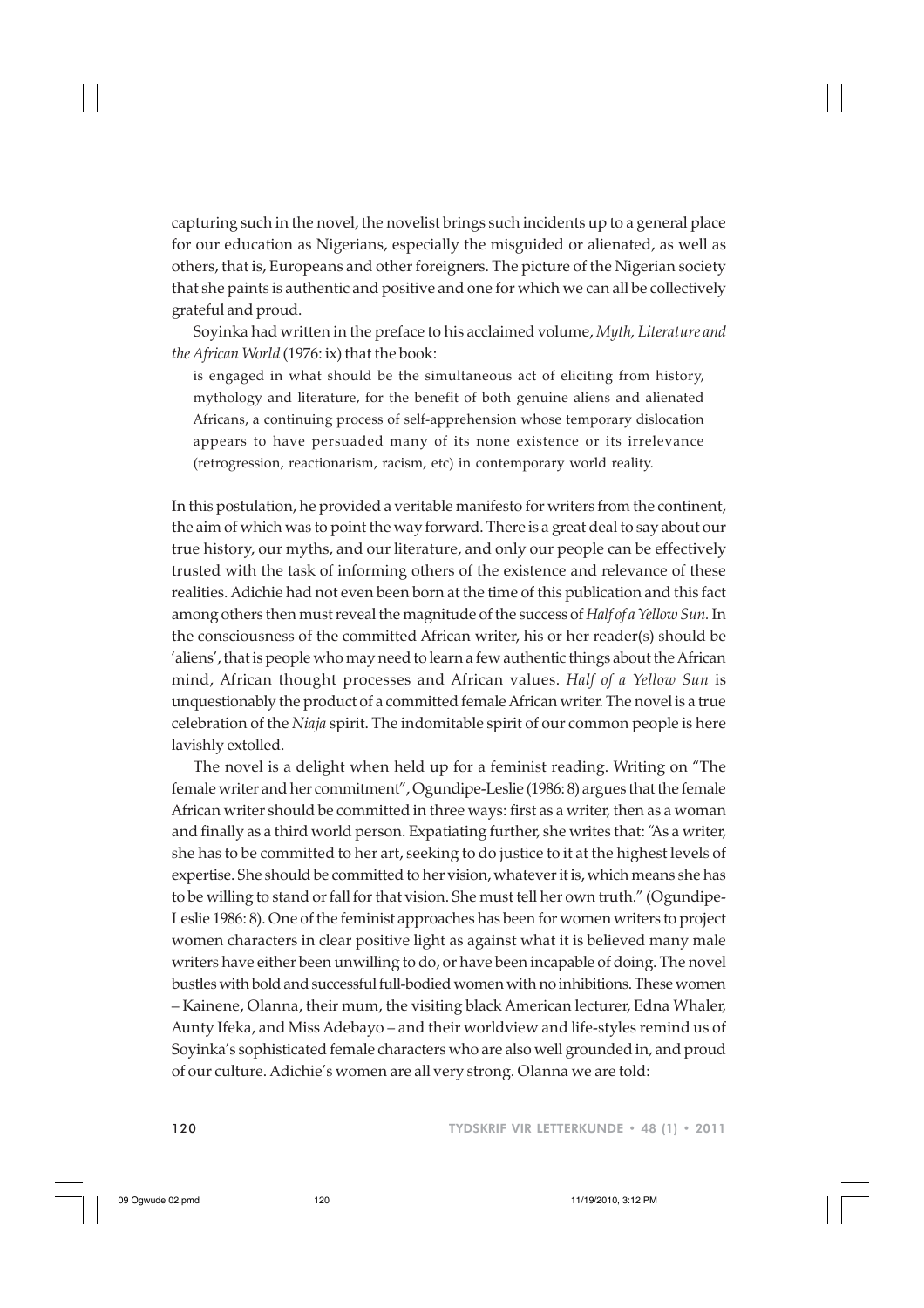capturing such in the novel, the novelist brings such incidents up to a general place for our education as Nigerians, especially the misguided or alienated, as well as others, that is, Europeans and other foreigners. The picture of the Nigerian society that she paints is authentic and positive and one for which we can all be collectively grateful and proud.

Soyinka had written in the preface to his acclaimed volume, *Myth, Literature and the African World* (1976: ix) that the book:

> is engaged in what should be the simultaneous act of eliciting from history, mythology and literature, for the benefit of both genuine aliens and alienated Africans, a continuing process of self-apprehension whose temporary dislocation appears to have persuaded many of its none existence or its irrelevance (retrogression, reactionarism, racism, etc) in contemporary world reality.

In this postulation, he provided a veritable manifesto for writers from the continent, the aim of which was to point the way forward. There is a great deal to say about our true history, our myths, and our literature, and only our people can be effectively trusted with the task of informing others of the existence and relevance of these realities. Adichie had not even been born at the time of this publication and this fact among others then must reveal the magnitude of the success of *Half of a Yellow Sun.* In the consciousness of the committed African writer, his or her reader(s) should be 'aliens', that is people who may need to learn a few authentic things about the African mind, African thought processes and African values. *Half of a Yellow Sun* is unquestionably the product of a committed female African writer. The novel is a true celebration of the *Niaja* spirit. The indomitable spirit of our common people is here lavishly extolled.

The novel is a delight when held up for a feminist reading. Writing on "The female writer and her commitment", Ogundipe-Leslie (1986: 8) argues that the female African writer should be committed in three ways: first as a writer, then as a woman and finally as a third world person. Expatiating further, she writes that: "As a writer, she has to be committed to her art, seeking to do justice to it at the highest levels of expertise. She should be committed to her vision, whatever it is, which means she has to be willing to stand or fall for that vision. She must tell her own truth." (Ogundipe-Leslie 1986: 8). One of the feminist approaches has been for women writers to project women characters in clear positive light as against what it is believed many male writers have either been unwilling to do, or have been incapable of doing. The novel bustles with bold and successful full-bodied women with no inhibitions. These women – Kainene, Olanna, their mum, the visiting black American lecturer, Edna Whaler, Aunty Ifeka, and Miss Adebayo – and their worldview and life-styles remind us of Soyinka's sophisticated female characters who are also well grounded in, and proud of our culture. Adichie's women are all very strong. Olanna we are told: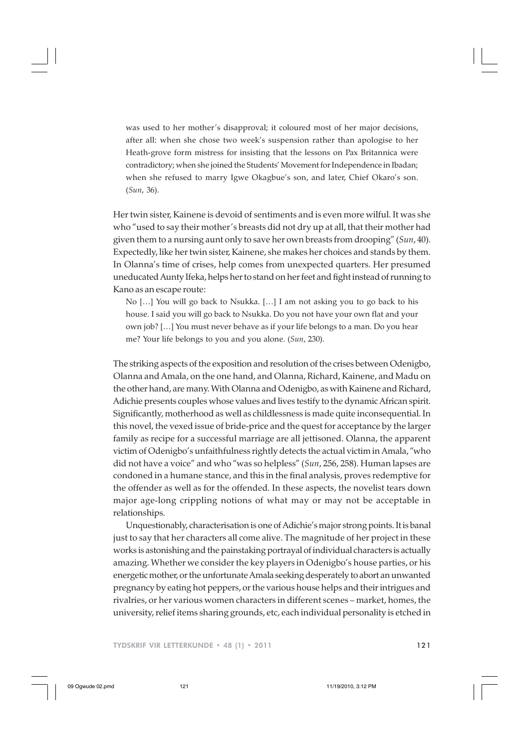was used to her mother's disapproval; it coloured most of her major decisions, after all: when she chose two week's suspension rather than apologise to her Heath-grove form mistress for insisting that the lessons on Pax Britannica were contradictory; when she joined the Students' Movement for Independence in Ibadan; when she refused to marry Igwe Okagbue's son, and later, Chief Okaro's son. (*Sun*, 36).

Her twin sister, Kainene is devoid of sentiments and is even more wilful. It was she who "used to say their mother's breasts did not dry up at all, that their mother had given them to a nursing aunt only to save her own breasts from drooping" (*Sun*, 40). Expectedly, like her twin sister, Kainene, she makes her choices and stands by them. In Olanna's time of crises, help comes from unexpected quarters. Her presumed uneducated Aunty Ifeka, helps her to stand on her feet and fight instead of running to Kano as an escape route:

> No […] You will go back to Nsukka. […] I am not asking you to go back to his house. I said you will go back to Nsukka. Do you not have your own flat and your own job? […] You must never behave as if your life belongs to a man. Do you hear me? Your life belongs to you and you alone. (*Sun*, 230).

The striking aspects of the exposition and resolution of the crises between Odenigbo, Olanna and Amala, on the one hand, and Olanna, Richard, Kainene, and Madu on the other hand, are many. With Olanna and Odenigbo, as with Kainene and Richard, Adichie presents couples whose values and lives testify to the dynamic African spirit. Significantly, motherhood as well as childlessness is made quite inconsequential. In this novel, the vexed issue of bride-price and the quest for acceptance by the larger family as recipe for a successful marriage are all jettisoned. Olanna, the apparent victim of Odenigbo's unfaithfulness rightly detects the actual victim in Amala, "who did not have a voice" and who "was so helpless" (*Sun*, 256, 258). Human lapses are condoned in a humane stance, and this in the final analysis, proves redemptive for the offender as well as for the offended. In these aspects, the novelist tears down major age-long crippling notions of what may or may not be acceptable in relationships.

Unquestionably, characterisation is one of Adichie's major strong points. It is banal just to say that her characters all come alive. The magnitude of her project in these works is astonishing and the painstaking portrayal of individual characters is actually amazing. Whether we consider the key players in Odenigbo's house parties, or his energetic mother, or the unfortunate Amala seeking desperately to abort an unwanted pregnancy by eating hot peppers, or the various house helps and their intrigues and rivalries, or her various women characters in different scenes – market, homes, the university, relief items sharing grounds, etc, each individual personality is etched in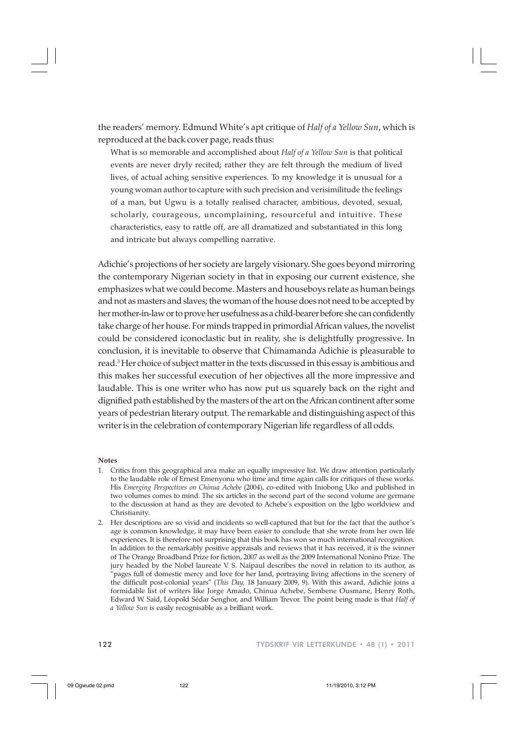the readers' memory. Edmund White's apt critique of *Half of a Yellow Sun*, which is reproduced at the back cover page, reads thus:

> What is so memorable and accomplished about *Half of a Yellow Sun* is that political events are never dryly recited; rather they are felt through the medium of lived lives, of actual aching sensitive experiences. To my knowledge it is unusual for a young woman author to capture with such precision and verisimilitude the feelings of a man, but Ugwu is a totally realised character, ambitious, devoted, sexual, scholarly, courageous, uncomplaining, resourceful and intuitive. These characteristics, easy to rattle off, are all dramatized and substantiated in this long and intricate but always compelling narrative.

Adichie's projections of her society are largely visionary. She goes beyond mirroring the contemporary Nigerian society in that in exposing our current existence, she emphasizes what we could become. Masters and houseboys relate as human beings and not as masters and slaves; the woman of the house does not need to be accepted by her mother-in-law or to prove her usefulness as a child-bearer before she can confidently take charge of her house. For minds trapped in primordial African values, the novelist could be considered iconoclastic but in reality, she is delightfully progressive. In conclusion, it is inevitable to observe that Chimamanda Adichie is pleasurable to read.[3] Her choice of subject matter in the texts discussed in this essay is ambitious and this makes her successful execution of her objectives all the more impressive and laudable. This is one writer who has now put us squarely back on the right and dignified path established by the masters of the art on the African continent after some years of pedestrian literary output. The remarkable and distinguishing aspect of this writer is in the celebration of contemporary Nigerian life regardless of all odds.

**Notes**

1. Critics from this geographical area make an equally impressive list. We draw attention particularly to the laudable role of Ernest Emenyonu who time and time again calls for critiques of these works. His *Emerging Perspectives on Chinua Achebe* (2004), co-edited with Iniobong Uko and published in two volumes comes to mind. The six articles in the second part of the second volume are germane to the discussion at hand as they are devoted to Achebe's exposition on the Igbo worldview and Christianity.
2. Her descriptions are so vivid and incidents so well-captured that but for the fact that the author's age is common knowledge, it may have been easier to conclude that she wrote from her own life experiences. It is therefore not surprising that this book has won so much international recognition. In addition to the remarkably positive appraisals and reviews that it has received, it is the winner of The Orange Broadband Prize for fiction, 2007 as well as the 2009 International Nonino Prize. The jury headed by the Nobel laureate V. S. Naipaul describes the novel in relation to its author, as "pages full of domestic mercy and love for her land, portraying living affections in the scenery of the difficult post-colonial years" (*This Day,* 18 January 2009, 9). With this award, Adichie joins a formidable list of writers like Jorge Amado, Chinua Achebe, Sembene Ousmane, Henry Roth, Edward W. Said, Léopold Sédar Senghor, and William Trevor. The point being made is that *Half of a Yellow Sun* is easily recognisable as a brilliant work.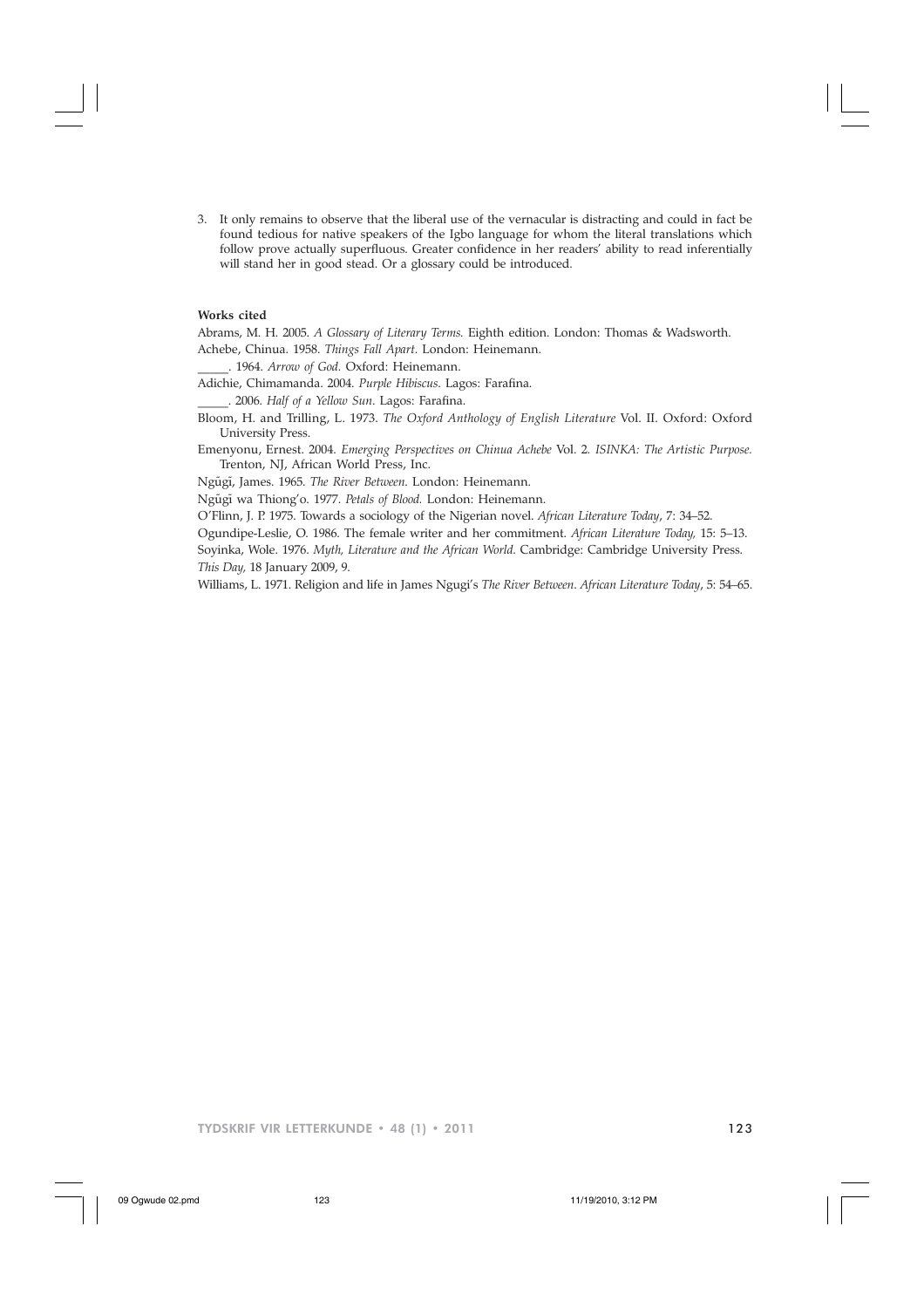3. It only remains to observe that the liberal use of the vernacular is distracting and could in fact be found tedious for native speakers of the Igbo language for whom the literal translations which follow prove actually superfluous. Greater confidence in her readers' ability to read inferentially will stand her in good stead. Or a glossary could be introduced.

**Works cited**

Abrams, M. H. 2005. *A Glossary of Literary Terms.* Eighth edition. London: Thomas & Wadsworth.

Achebe, Chinua. 1958. *Things Fall Apart.* London: Heinemann.

_____. 1964. *Arrow of God.* Oxford: Heinemann.

Adichie, Chimamanda. 2004. *Purple Hibiscus*. Lagos: Farafina.

_____. 2006. *Half of a Yellow Sun*. Lagos: Farafina.

Bloom, H. and Trilling, L. 1973. *The Oxford Anthology of English Literature* Vol. II. Oxford: Oxford University Press.

Emenyonu, Ernest. 2004. *Emerging Perspectives on Chinua Achebe* Vol. 2. *ISINKA: The Artistic Purpose.* Trenton, NJ, African World Press, Inc.

Ngũgĩ, James. 1965. *The River Between*. London: Heinemann.

Ngũgĩ wa Thiong'o. 1977. *Petals of Blood.* London: Heinemann.

O'Flinn, J. P. 1975. Towards a sociology of the Nigerian novel. *African Literature Today*, 7: 34–52.

Ogundipe-Leslie, O. 1986. The female writer and her commitment. *African Literature Today,* 15: 5–13.

Soyinka, Wole. 1976. *Myth, Literature and the African World*. Cambridge: Cambridge University Press.

*This Day,* 18 January 2009, 9.

Williams, L. 1971. Religion and life in James Ngugi's *The River Between*. *African Literature Today*, 5: 54–65.